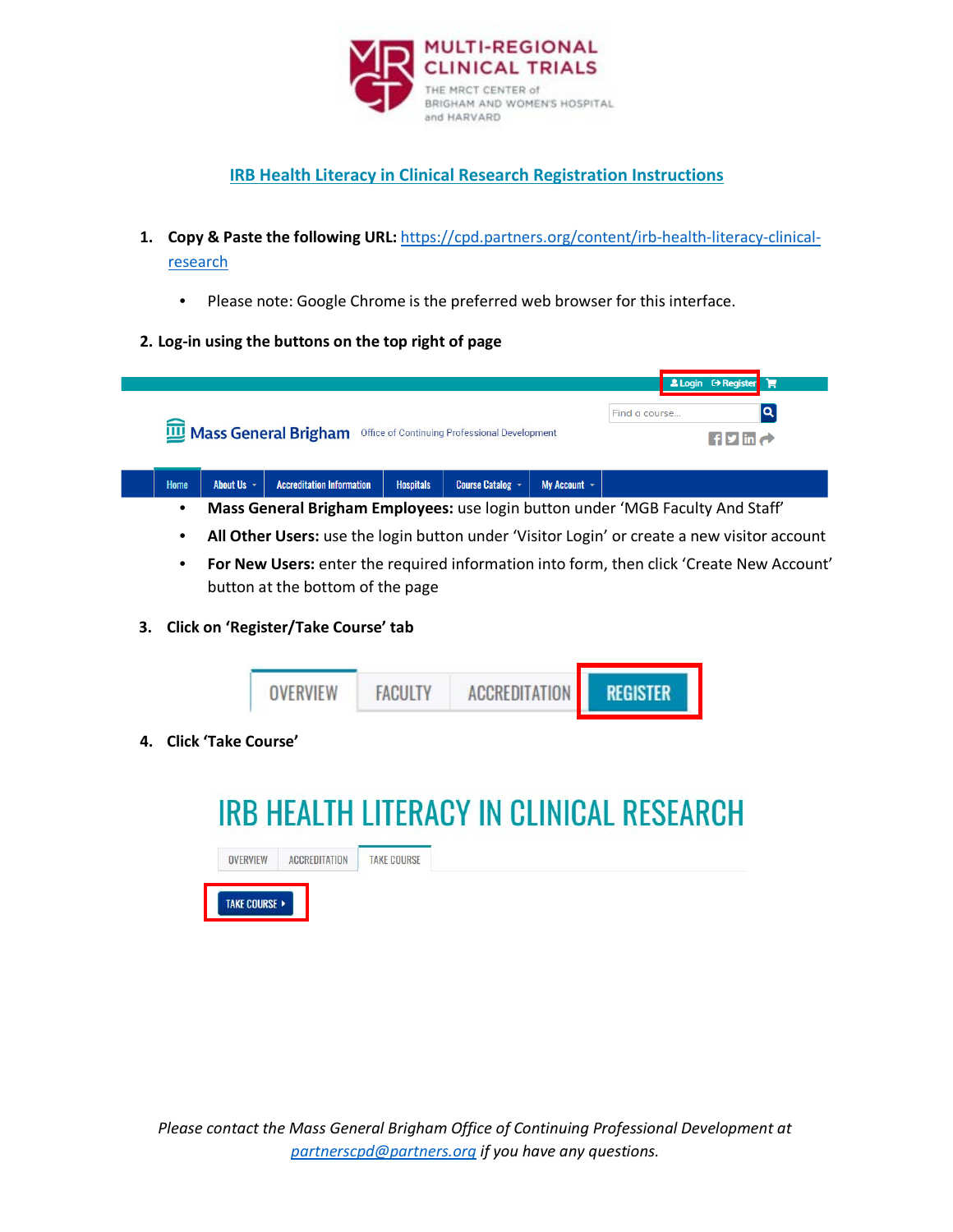MULTI-REGIONAL CLINICAL TRIALS

THE MRCT CENTER of BRIGHAM AND WOMEN'S HOSPITAL and HARVARD

# IRB Health Literacy in Clinical Research Registration Instructions

1. **Copy & Paste the following URL:** https://cpd.partners.org/content/irb-health-literacy-clinical-research
   - Please note: Google Chrome is the preferred web browser for this interface.

2. **Log-in using the buttons on the top right of page**
   - **Mass General Brigham Employees:** use login button under 'MGB Faculty And Staff'
   - **All Other Users:** use the login button under 'Visitor Login' or create a new visitor account
   - **For New Users:** enter the required information into form, then click 'Create New Account' button at the bottom of the page

3. **Click on 'Register/Take Course' tab**

4. **Click 'Take Course'**

*Please contact the Mass General Brigham Office of Continuing Professional Development at partnerscpd@partners.org if you have any questions.*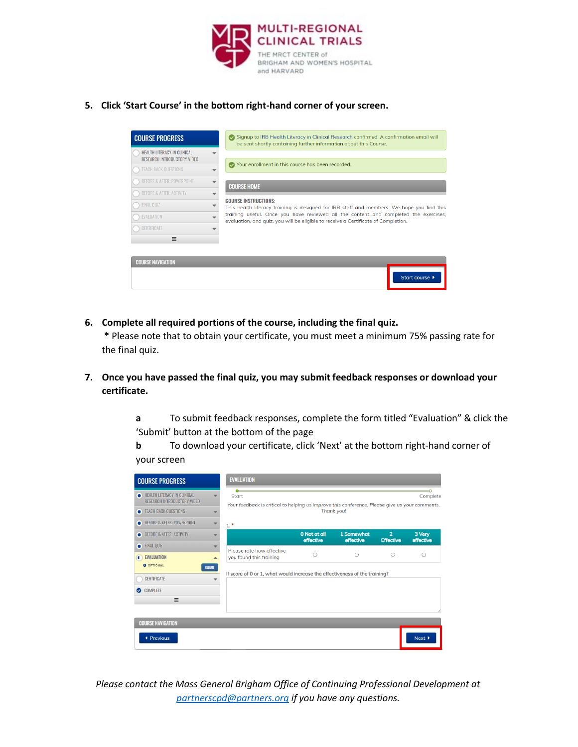5. **Click 'Start Course' in the bottom right-hand corner of your screen.**

6. **Complete all required portions of the course, including the final quiz.**
   * Please note that to obtain your certificate, you must meet a minimum 75% passing rate for the final quiz.

7. **Once you have passed the final quiz, you may submit feedback responses or download your certificate.**

   **a** To submit feedback responses, complete the form titled "Evaluation" & click the 'Submit' button at the bottom of the page

   **b** To download your certificate, click 'Next' at the bottom right-hand corner of your screen

*Please contact the Mass General Brigham Office of Continuing Professional Development at [partnerscpd@partners.org](mailto:partnerscpd@partners.org) if you have any questions.*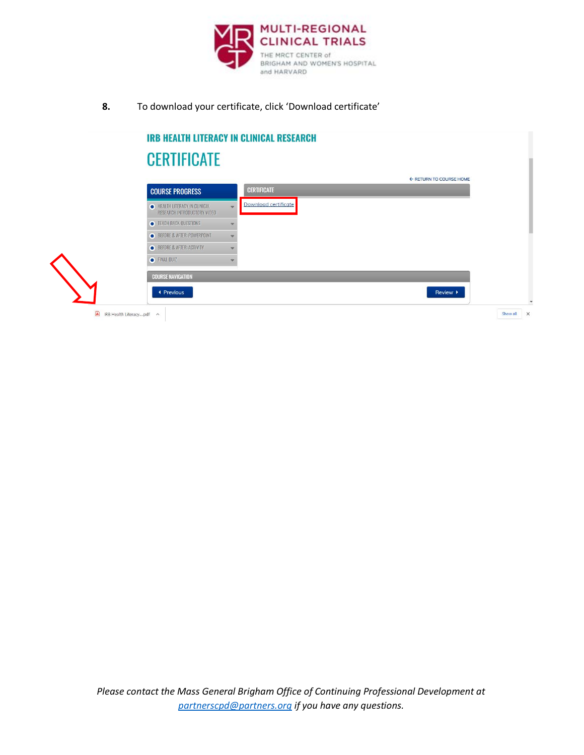8. To download your certificate, click 'Download certificate'

IRB HEALTH LITERACY IN CLINICAL RESEARCH

CERTIFICATE

← RETURN TO COURSE HOME

COURSE PROGRESS

- HEALTH LITERACY IN CLINICAL RESEARCH INTRODUCTORY VIDEO
- TEACH BACK QUESTIONS
- BEFORE & AFTER: POWERPOINT
- BEFORE & AFTER: ACTIVITY
- FINAL QUIZ

CERTIFICATE

Download certificate

COURSE NAVIGATION

Previous

Review

IRB Health Literacy....pdf

Show all

*Please contact the Mass General Brigham Office of Continuing Professional Development at [partnerscpd@partners.org](mailto:partnerscpd@partners.org) if you have any questions.*